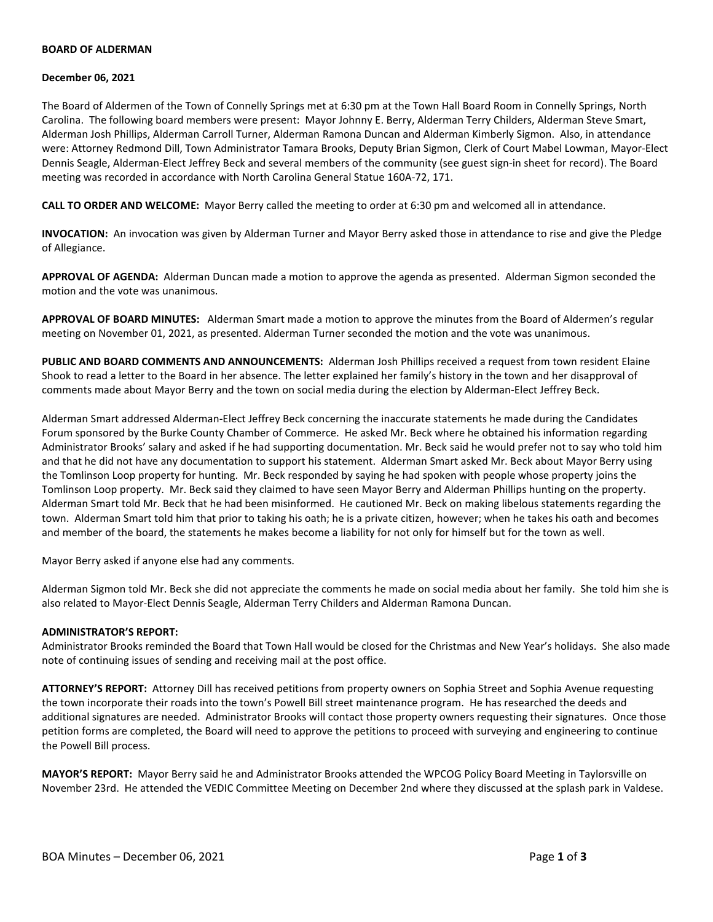**BOARD OF ALDERMAN**

**December 06, 2021**

The Board of Aldermen of the Town of Connelly Springs met at 6:30 pm at the Town Hall Board Room in Connelly Springs, North Carolina. The following board members were present: Mayor Johnny E. Berry, Alderman Terry Childers, Alderman Steve Smart, Alderman Josh Phillips, Alderman Carroll Turner, Alderman Ramona Duncan and Alderman Kimberly Sigmon. Also, in attendance were: Attorney Redmond Dill, Town Administrator Tamara Brooks, Deputy Brian Sigmon, Clerk of Court Mabel Lowman, Mayor-Elect Dennis Seagle, Alderman-Elect Jeffrey Beck and several members of the community (see guest sign-in sheet for record). The Board meeting was recorded in accordance with North Carolina General Statue 160A-72, 171.

**CALL TO ORDER AND WELCOME:** Mayor Berry called the meeting to order at 6:30 pm and welcomed all in attendance.

**INVOCATION:** An invocation was given by Alderman Turner and Mayor Berry asked those in attendance to rise and give the Pledge of Allegiance.

**APPROVAL OF AGENDA:** Alderman Duncan made a motion to approve the agenda as presented. Alderman Sigmon seconded the motion and the vote was unanimous.

**APPROVAL OF BOARD MINUTES:** Alderman Smart made a motion to approve the minutes from the Board of Aldermen's regular meeting on November 01, 2021, as presented. Alderman Turner seconded the motion and the vote was unanimous.

**PUBLIC AND BOARD COMMENTS AND ANNOUNCEMENTS:** Alderman Josh Phillips received a request from town resident Elaine Shook to read a letter to the Board in her absence. The letter explained her family's history in the town and her disapproval of comments made about Mayor Berry and the town on social media during the election by Alderman-Elect Jeffrey Beck.

Alderman Smart addressed Alderman-Elect Jeffrey Beck concerning the inaccurate statements he made during the Candidates Forum sponsored by the Burke County Chamber of Commerce. He asked Mr. Beck where he obtained his information regarding Administrator Brooks' salary and asked if he had supporting documentation. Mr. Beck said he would prefer not to say who told him and that he did not have any documentation to support his statement. Alderman Smart asked Mr. Beck about Mayor Berry using the Tomlinson Loop property for hunting. Mr. Beck responded by saying he had spoken with people whose property joins the Tomlinson Loop property. Mr. Beck said they claimed to have seen Mayor Berry and Alderman Phillips hunting on the property. Alderman Smart told Mr. Beck that he had been misinformed. He cautioned Mr. Beck on making libelous statements regarding the town. Alderman Smart told him that prior to taking his oath; he is a private citizen, however; when he takes his oath and becomes and member of the board, the statements he makes become a liability for not only for himself but for the town as well.

Mayor Berry asked if anyone else had any comments.

Alderman Sigmon told Mr. Beck she did not appreciate the comments he made on social media about her family. She told him she is also related to Mayor-Elect Dennis Seagle, Alderman Terry Childers and Alderman Ramona Duncan.

**ADMINISTRATOR'S REPORT:**
Administrator Brooks reminded the Board that Town Hall would be closed for the Christmas and New Year's holidays. She also made note of continuing issues of sending and receiving mail at the post office.

**ATTORNEY'S REPORT:** Attorney Dill has received petitions from property owners on Sophia Street and Sophia Avenue requesting the town incorporate their roads into the town's Powell Bill street maintenance program. He has researched the deeds and additional signatures are needed. Administrator Brooks will contact those property owners requesting their signatures. Once those petition forms are completed, the Board will need to approve the petitions to proceed with surveying and engineering to continue the Powell Bill process.

**MAYOR'S REPORT:** Mayor Berry said he and Administrator Brooks attended the WPCOG Policy Board Meeting in Taylorsville on November 23rd. He attended the VEDIC Committee Meeting on December 2nd where they discussed at the splash park in Valdese.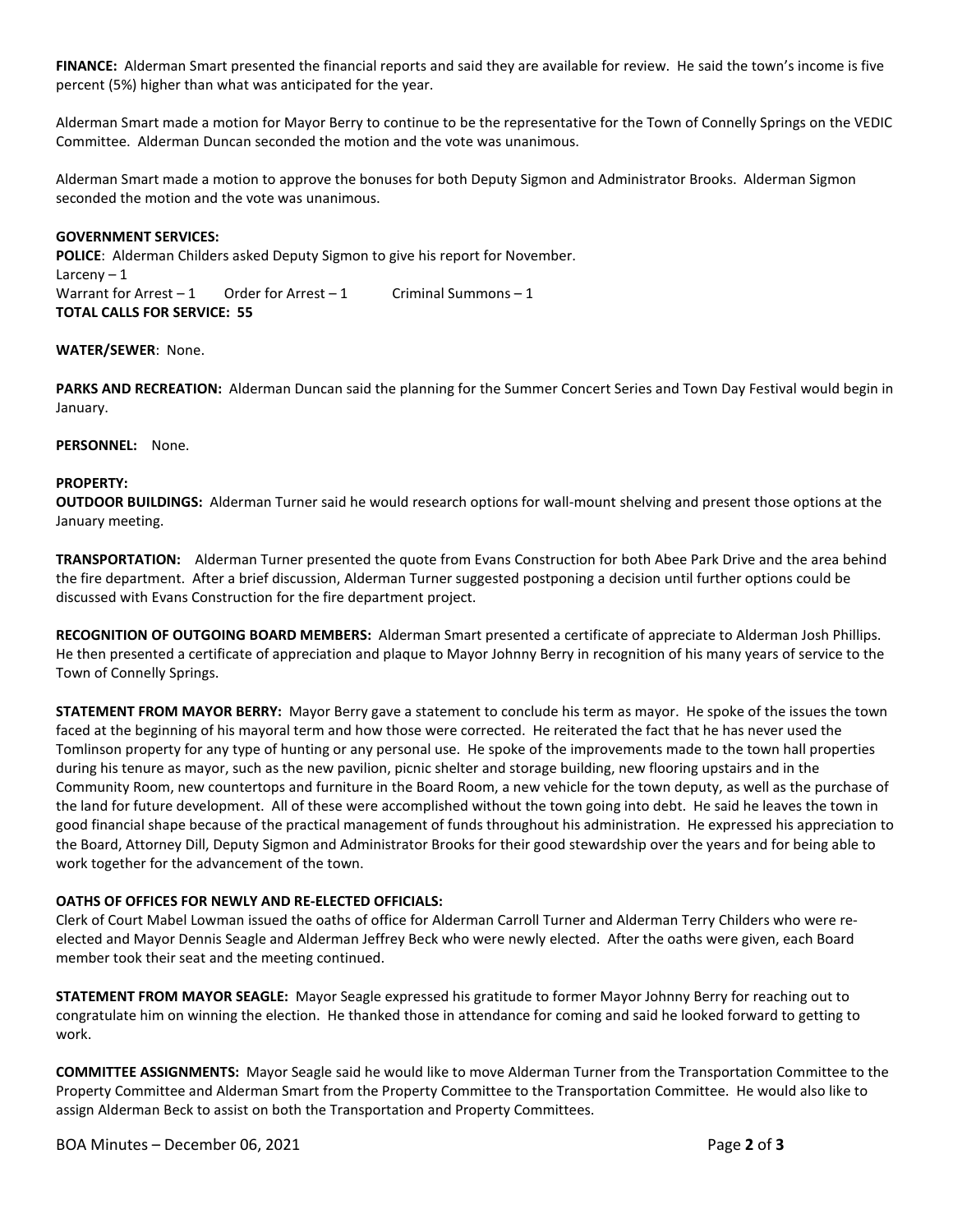**FINANCE:** Alderman Smart presented the financial reports and said they are available for review. He said the town's income is five percent (5%) higher than what was anticipated for the year.

Alderman Smart made a motion for Mayor Berry to continue to be the representative for the Town of Connelly Springs on the VEDIC Committee. Alderman Duncan seconded the motion and the vote was unanimous.

Alderman Smart made a motion to approve the bonuses for both Deputy Sigmon and Administrator Brooks. Alderman Sigmon seconded the motion and the vote was unanimous.

**GOVERNMENT SERVICES:**
**POLICE**: Alderman Childers asked Deputy Sigmon to give his report for November.
Larceny – 1
Warrant for Arrest – 1 Order for Arrest – 1 Criminal Summons – 1
**TOTAL CALLS FOR SERVICE: 55**

**WATER/SEWER**: None.

**PARKS AND RECREATION:** Alderman Duncan said the planning for the Summer Concert Series and Town Day Festival would begin in January.

**PERSONNEL:** None.

**PROPERTY:**
**OUTDOOR BUILDINGS:** Alderman Turner said he would research options for wall-mount shelving and present those options at the January meeting.

**TRANSPORTATION:** Alderman Turner presented the quote from Evans Construction for both Abee Park Drive and the area behind the fire department. After a brief discussion, Alderman Turner suggested postponing a decision until further options could be discussed with Evans Construction for the fire department project.

**RECOGNITION OF OUTGOING BOARD MEMBERS:** Alderman Smart presented a certificate of appreciate to Alderman Josh Phillips. He then presented a certificate of appreciation and plaque to Mayor Johnny Berry in recognition of his many years of service to the Town of Connelly Springs.

**STATEMENT FROM MAYOR BERRY:** Mayor Berry gave a statement to conclude his term as mayor. He spoke of the issues the town faced at the beginning of his mayoral term and how those were corrected. He reiterated the fact that he has never used the Tomlinson property for any type of hunting or any personal use. He spoke of the improvements made to the town hall properties during his tenure as mayor, such as the new pavilion, picnic shelter and storage building, new flooring upstairs and in the Community Room, new countertops and furniture in the Board Room, a new vehicle for the town deputy, as well as the purchase of the land for future development. All of these were accomplished without the town going into debt. He said he leaves the town in good financial shape because of the practical management of funds throughout his administration. He expressed his appreciation to the Board, Attorney Dill, Deputy Sigmon and Administrator Brooks for their good stewardship over the years and for being able to work together for the advancement of the town.

**OATHS OF OFFICES FOR NEWLY AND RE-ELECTED OFFICIALS:**
Clerk of Court Mabel Lowman issued the oaths of office for Alderman Carroll Turner and Alderman Terry Childers who were re-elected and Mayor Dennis Seagle and Alderman Jeffrey Beck who were newly elected. After the oaths were given, each Board member took their seat and the meeting continued.

**STATEMENT FROM MAYOR SEAGLE:** Mayor Seagle expressed his gratitude to former Mayor Johnny Berry for reaching out to congratulate him on winning the election. He thanked those in attendance for coming and said he looked forward to getting to work.

**COMMITTEE ASSIGNMENTS:** Mayor Seagle said he would like to move Alderman Turner from the Transportation Committee to the Property Committee and Alderman Smart from the Property Committee to the Transportation Committee. He would also like to assign Alderman Beck to assist on both the Transportation and Property Committees.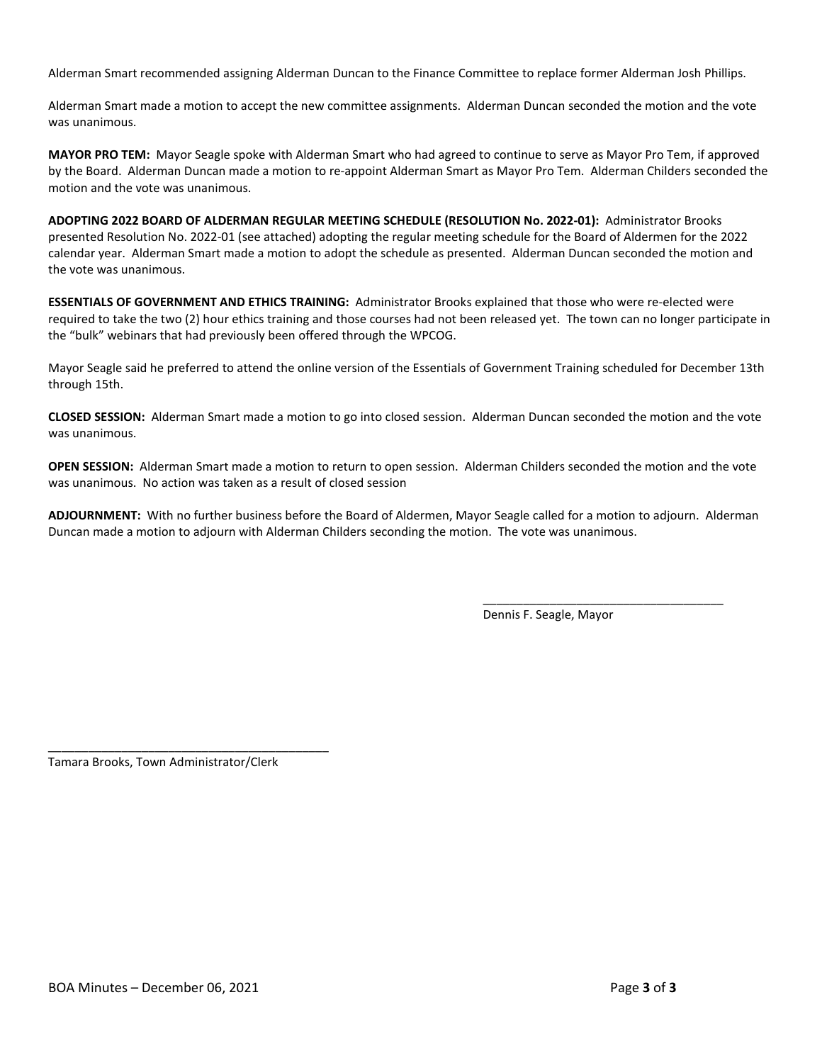Alderman Smart recommended assigning Alderman Duncan to the Finance Committee to replace former Alderman Josh Phillips.

Alderman Smart made a motion to accept the new committee assignments. Alderman Duncan seconded the motion and the vote was unanimous.

**MAYOR PRO TEM:** Mayor Seagle spoke with Alderman Smart who had agreed to continue to serve as Mayor Pro Tem, if approved by the Board. Alderman Duncan made a motion to re-appoint Alderman Smart as Mayor Pro Tem. Alderman Childers seconded the motion and the vote was unanimous.

**ADOPTING 2022 BOARD OF ALDERMAN REGULAR MEETING SCHEDULE (RESOLUTION No. 2022-01):** Administrator Brooks presented Resolution No. 2022-01 (see attached) adopting the regular meeting schedule for the Board of Aldermen for the 2022 calendar year. Alderman Smart made a motion to adopt the schedule as presented. Alderman Duncan seconded the motion and the vote was unanimous.

**ESSENTIALS OF GOVERNMENT AND ETHICS TRAINING:** Administrator Brooks explained that those who were re-elected were required to take the two (2) hour ethics training and those courses had not been released yet. The town can no longer participate in the "bulk" webinars that had previously been offered through the WPCOG.

Mayor Seagle said he preferred to attend the online version of the Essentials of Government Training scheduled for December 13th through 15th.

**CLOSED SESSION:** Alderman Smart made a motion to go into closed session. Alderman Duncan seconded the motion and the vote was unanimous.

**OPEN SESSION:** Alderman Smart made a motion to return to open session. Alderman Childers seconded the motion and the vote was unanimous. No action was taken as a result of closed session

**ADJOURNMENT:** With no further business before the Board of Aldermen, Mayor Seagle called for a motion to adjourn. Alderman Duncan made a motion to adjourn with Alderman Childers seconding the motion. The vote was unanimous.

_____________________________________
Dennis F. Seagle, Mayor

_____________________________________
Tamara Brooks, Town Administrator/Clerk